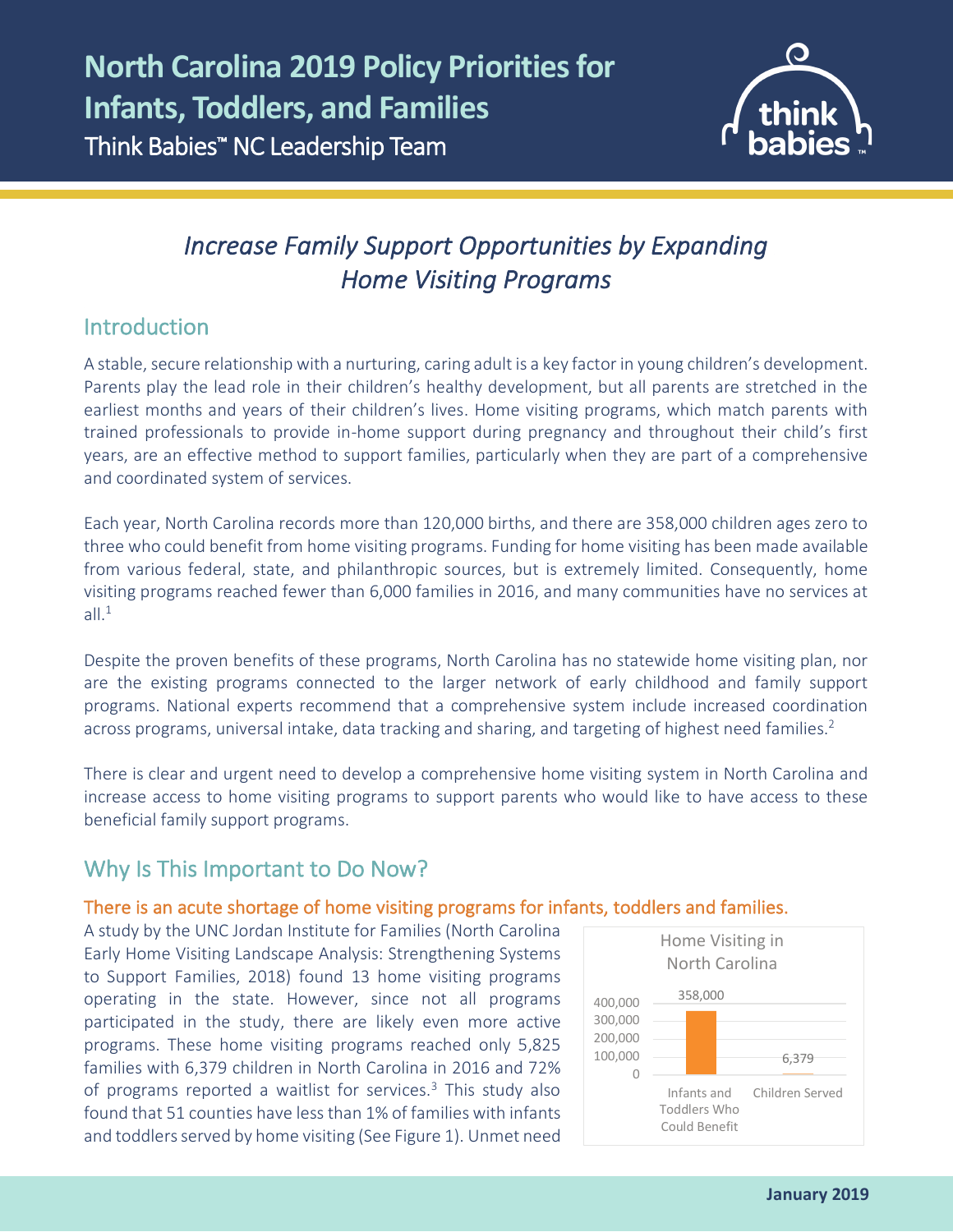# North Carolina 2019 Policy Priorities for Infants, Toddlers, and Families

Think Babies™ NC Leadership Team

## *Increase Family Support Opportunities by Expanding Home Visiting Programs*

## Introduction

A stable, secure relationship with a nurturing, caring adult is a key factor in young children's development. Parents play the lead role in their children's healthy development, but all parents are stretched in the earliest months and years of their children's lives. Home visiting programs, which match parents with trained professionals to provide in-home support during pregnancy and throughout their child's first years, are an effective method to support families, particularly when they are part of a comprehensive and coordinated system of services.

Each year, North Carolina records more than 120,000 births, and there are 358,000 children ages zero to three who could benefit from home visiting programs. Funding for home visiting has been made available from various federal, state, and philanthropic sources, but is extremely limited. Consequently, home visiting programs reached fewer than 6,000 families in 2016, and many communities have no services at all.[1]

Despite the proven benefits of these programs, North Carolina has no statewide home visiting plan, nor are the existing programs connected to the larger network of early childhood and family support programs. National experts recommend that a comprehensive system include increased coordination across programs, universal intake, data tracking and sharing, and targeting of highest need families.[2]

There is clear and urgent need to develop a comprehensive home visiting system in North Carolina and increase access to home visiting programs to support parents who would like to have access to these beneficial family support programs.

## Why Is This Important to Do Now?

### There is an acute shortage of home visiting programs for infants, toddlers and families.

A study by the UNC Jordan Institute for Families (North Carolina Early Home Visiting Landscape Analysis: Strengthening Systems to Support Families, 2018) found 13 home visiting programs operating in the state. However, since not all programs participated in the study, there are likely even more active programs. These home visiting programs reached only 5,825 families with 6,379 children in North Carolina in 2016 and 72% of programs reported a waitlist for services.[3] This study also found that 51 counties have less than 1% of families with infants and toddlers served by home visiting (See Figure 1). Unmet need

**Home Visiting in North Carolina**

| | Infants and Toddlers Who Could Benefit | Children Served |
|---|---|---|
| Count | 358,000 | 6,379 |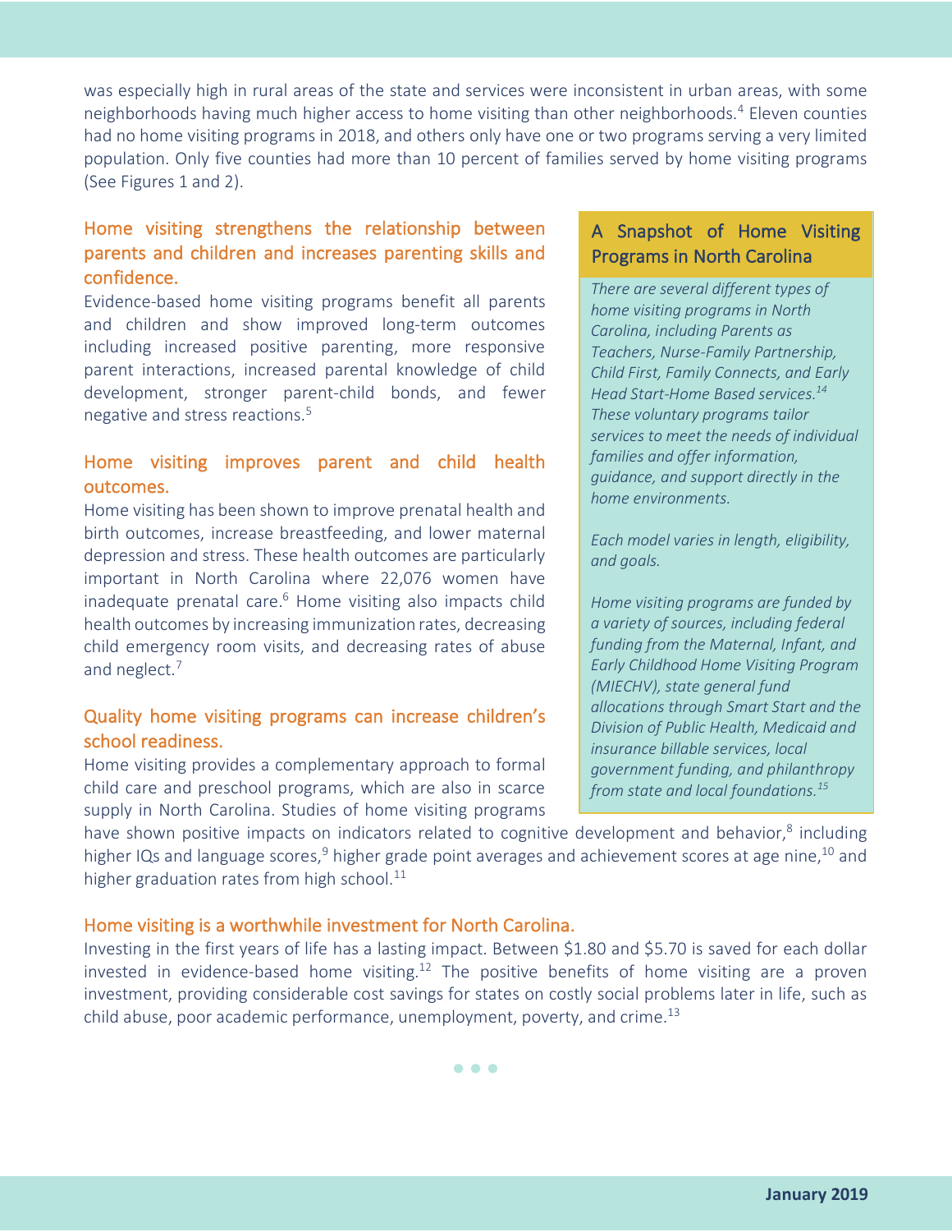was especially high in rural areas of the state and services were inconsistent in urban areas, with some neighborhoods having much higher access to home visiting than other neighborhoods.[4] Eleven counties had no home visiting programs in 2018, and others only have one or two programs serving a very limited population. Only five counties had more than 10 percent of families served by home visiting programs (See Figures 1 and 2).

### Home visiting strengthens the relationship between parents and children and increases parenting skills and confidence.

Evidence-based home visiting programs benefit all parents and children and show improved long-term outcomes including increased positive parenting, more responsive parent interactions, increased parental knowledge of child development, stronger parent-child bonds, and fewer negative and stress reactions.[5]

### Home visiting improves parent and child health outcomes.

Home visiting has been shown to improve prenatal health and birth outcomes, increase breastfeeding, and lower maternal depression and stress. These health outcomes are particularly important in North Carolina where 22,076 women have inadequate prenatal care.[6] Home visiting also impacts child health outcomes by increasing immunization rates, decreasing child emergency room visits, and decreasing rates of abuse and neglect.[7]

### Quality home visiting programs can increase children's school readiness.

Home visiting provides a complementary approach to formal child care and preschool programs, which are also in scarce supply in North Carolina. Studies of home visiting programs have shown positive impacts on indicators related to cognitive development and behavior,[8] including higher IQs and language scores,[9] higher grade point averages and achievement scores at age nine,[10] and higher graduation rates from high school.[11]

### Home visiting is a worthwhile investment for North Carolina.

Investing in the first years of life has a lasting impact. Between $1.80 and $5.70 is saved for each dollar invested in evidence-based home visiting.[12] The positive benefits of home visiting are a proven investment, providing considerable cost savings for states on costly social problems later in life, such as child abuse, poor academic performance, unemployment, poverty, and crime.[13]

### A Snapshot of Home Visiting Programs in North Carolina

*There are several different types of home visiting programs in North Carolina, including Parents as Teachers, Nurse-Family Partnership, Child First, Family Connects, and Early Head Start-Home Based services.[14] These voluntary programs tailor services to meet the needs of individual families and offer information, guidance, and support directly in the home environments.*

*Each model varies in length, eligibility, and goals.*

*Home visiting programs are funded by a variety of sources, including federal funding from the Maternal, Infant, and Early Childhood Home Visiting Program (MIECHV), state general fund allocations through Smart Start and the Division of Public Health, Medicaid and insurance billable services, local government funding, and philanthropy from state and local foundations.[15]*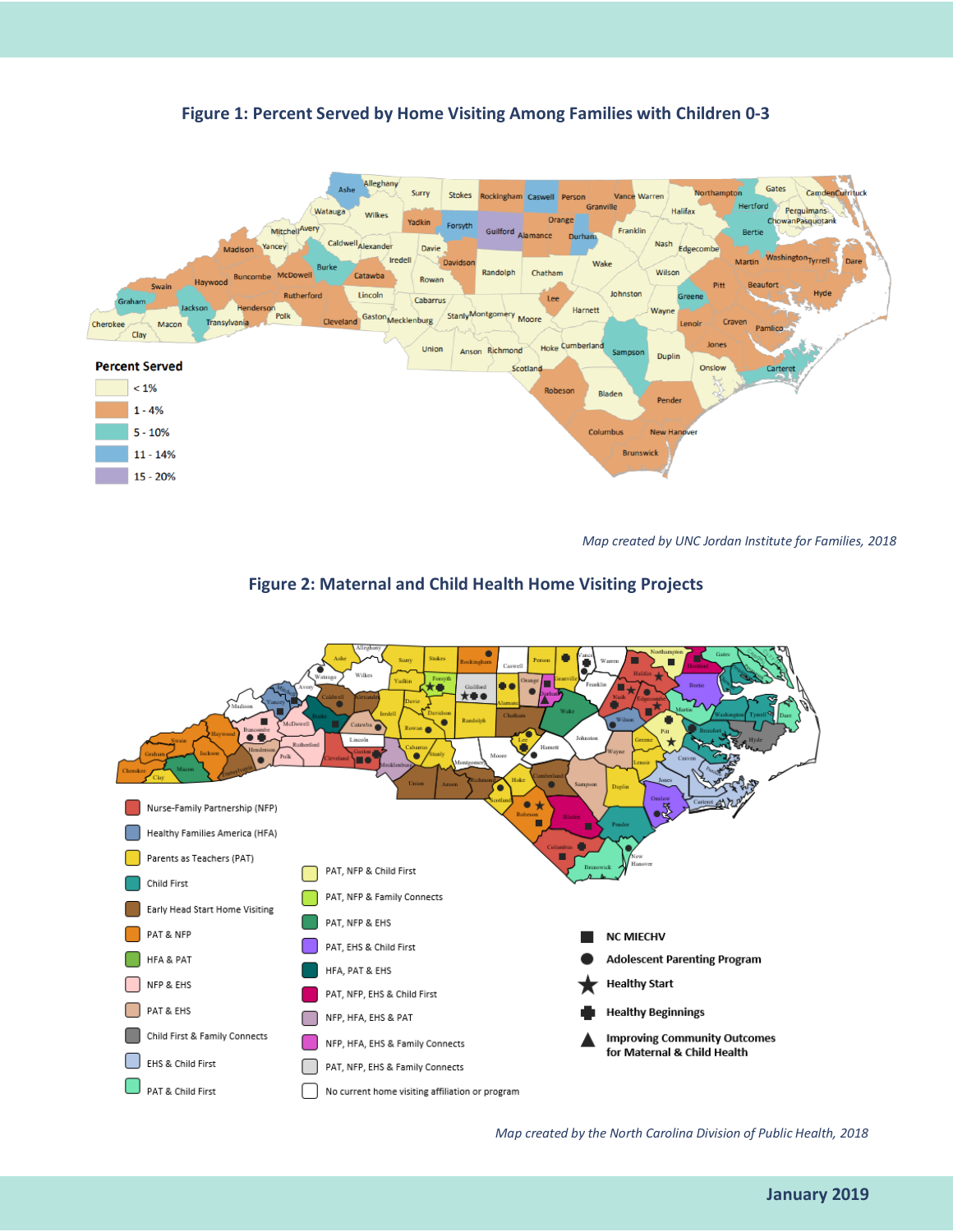## Figure 1: Percent Served by Home Visiting Among Families with Children 0-3

**Percent Served**

- < 1%
- 1 - 4%
- 5 - 10%
- 11 - 14%
- 15 - 20%

*Map created by UNC Jordan Institute for Families, 2018*

## Figure 2: Maternal and Child Health Home Visiting Projects

- Nurse-Family Partnership (NFP)
- Healthy Families America (HFA)
- Parents as Teachers (PAT)
- Child First
- Early Head Start Home Visiting
- PAT & NFP
- HFA & PAT
- NFP & EHS
- PAT & EHS
- Child First & Family Connects
- EHS & Child First
- PAT & Child First
- PAT, NFP & Child First
- PAT, NFP & Family Connects
- PAT, NFP & EHS
- PAT, EHS & Child First
- HFA, PAT & EHS
- PAT, NFP, EHS & Child First
- NFP, HFA, EHS & PAT
- NFP, HFA, EHS & Family Connects
- PAT, NFP, EHS & Family Connects
- No current home visiting affiliation or program

- ■ **NC MIECHV**
- ● **Adolescent Parenting Program**
- ★ **Healthy Start**
- ✚ **Healthy Beginnings**
- ▲ **Improving Community Outcomes for Maternal & Child Health**

*Map created by the North Carolina Division of Public Health, 2018*

**January 2019**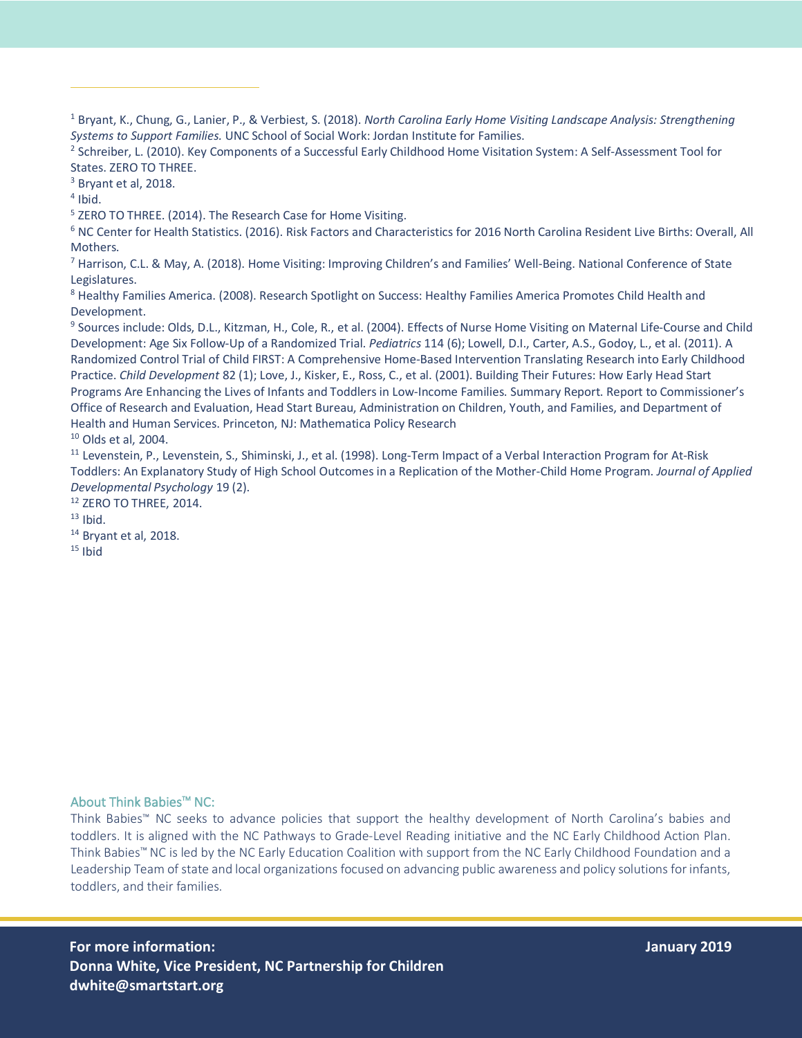[1] Bryant, K., Chung, G., Lanier, P., & Verbiest, S. (2018). *North Carolina Early Home Visiting Landscape Analysis: Strengthening Systems to Support Families.* UNC School of Social Work: Jordan Institute for Families.

[2] Schreiber, L. (2010). Key Components of a Successful Early Childhood Home Visitation System: A Self-Assessment Tool for States. ZERO TO THREE.

[3] Bryant et al, 2018.

[4] Ibid.

[5] ZERO TO THREE. (2014). The Research Case for Home Visiting.

[6] NC Center for Health Statistics. (2016). Risk Factors and Characteristics for 2016 North Carolina Resident Live Births: Overall, All Mothers.

[7] Harrison, C.L. & May, A. (2018). Home Visiting: Improving Children's and Families' Well-Being. National Conference of State Legislatures.

[8] Healthy Families America. (2008). Research Spotlight on Success: Healthy Families America Promotes Child Health and Development.

[9] Sources include: Olds, D.L., Kitzman, H., Cole, R., et al. (2004). Effects of Nurse Home Visiting on Maternal Life-Course and Child Development: Age Six Follow-Up of a Randomized Trial. *Pediatrics* 114 (6); Lowell, D.I., Carter, A.S., Godoy, L., et al. (2011). A Randomized Control Trial of Child FIRST: A Comprehensive Home-Based Intervention Translating Research into Early Childhood Practice. *Child Development* 82 (1); Love, J., Kisker, E., Ross, C., et al. (2001). Building Their Futures: How Early Head Start Programs Are Enhancing the Lives of Infants and Toddlers in Low-Income Families. Summary Report. Report to Commissioner's Office of Research and Evaluation, Head Start Bureau, Administration on Children, Youth, and Families, and Department of Health and Human Services. Princeton, NJ: Mathematica Policy Research

[10] Olds et al, 2004.

[11] Levenstein, P., Levenstein, S., Shiminski, J., et al. (1998). Long-Term Impact of a Verbal Interaction Program for At-Risk Toddlers: An Explanatory Study of High School Outcomes in a Replication of the Mother-Child Home Program. *Journal of Applied Developmental Psychology* 19 (2).

[12] ZERO TO THREE, 2014.

[13] Ibid.

[14] Bryant et al, 2018.

[15] Ibid

## About Think Babies™ NC:

Think Babies™ NC seeks to advance policies that support the healthy development of North Carolina's babies and toddlers. It is aligned with the NC Pathways to Grade-Level Reading initiative and the NC Early Childhood Action Plan. Think Babies™ NC is led by the NC Early Education Coalition with support from the NC Early Childhood Foundation and a Leadership Team of state and local organizations focused on advancing public awareness and policy solutions for infants, toddlers, and their families.

**For more information:**
**Donna White, Vice President, NC Partnership for Children**
**dwhite@smartstart.org**

**January 2019**